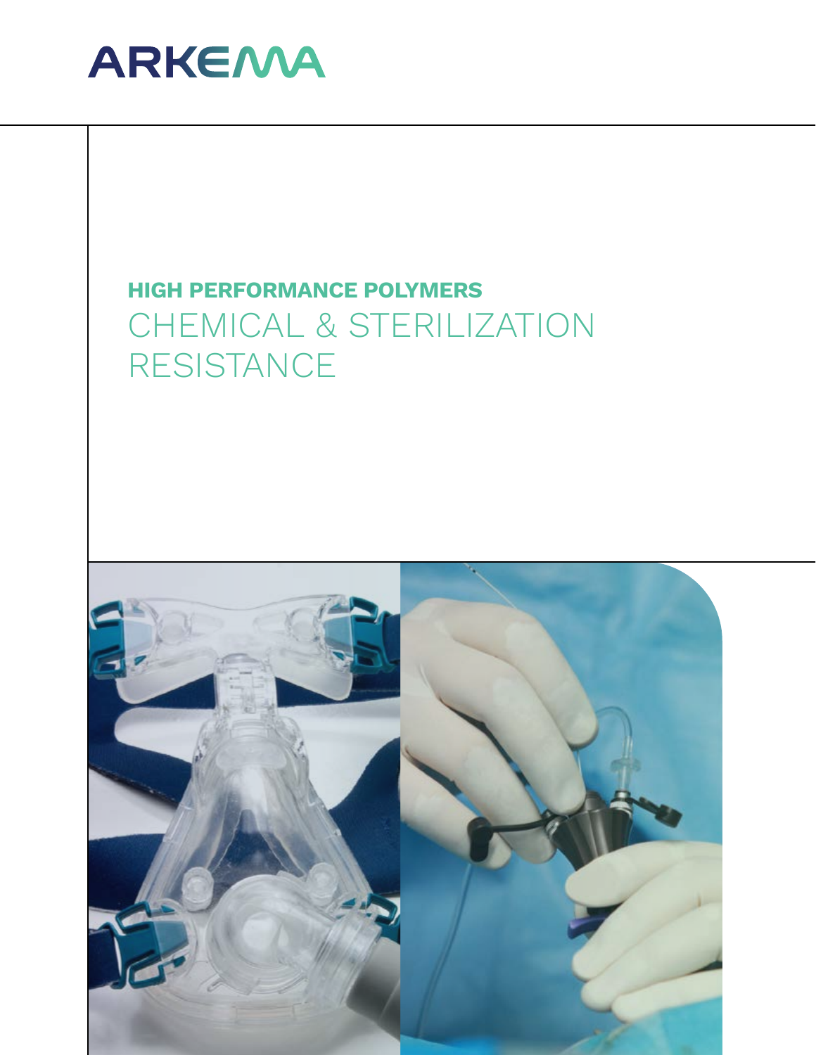ARKEMA

**HIGH PERFORMANCE POLYMERS**

# CHEMICAL & STERILIZATION RESISTANCE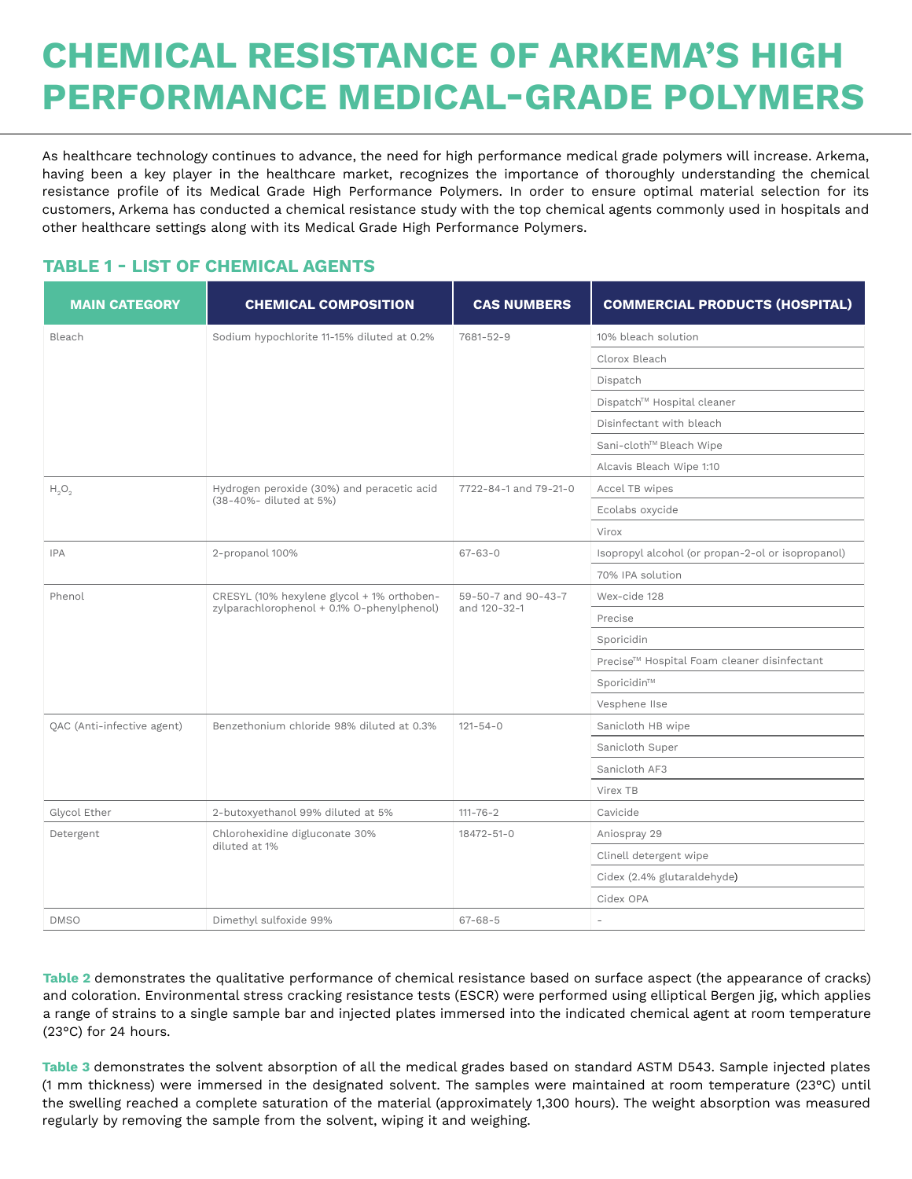# CHEMICAL RESISTANCE OF ARKEMA'S HIGH PERFORMANCE MEDICAL-GRADE POLYMERS

As healthcare technology continues to advance, the need for high performance medical grade polymers will increase. Arkema, having been a key player in the healthcare market, recognizes the importance of thoroughly understanding the chemical resistance profile of its Medical Grade High Performance Polymers. In order to ensure optimal material selection for its customers, Arkema has conducted a chemical resistance study with the top chemical agents commonly used in hospitals and other healthcare settings along with its Medical Grade High Performance Polymers.

## TABLE 1 - LIST OF CHEMICAL AGENTS

| MAIN CATEGORY | CHEMICAL COMPOSITION | CAS NUMBERS | COMMERCIAL PRODUCTS (HOSPITAL) |
|---|---|---|---|
| Bleach | Sodium hypochlorite 11-15% diluted at 0.2% | 7681-52-9 | 10% bleach solution |
| | | | Clorox Bleach |
| | | | Dispatch |
| | | | Dispatch™ Hospital cleaner |
| | | | Disinfectant with bleach |
| | | | Sani-cloth™ Bleach Wipe |
| | | | Alcavis Bleach Wipe 1:10 |
| $H_2O_2$ | Hydrogen peroxide (30%) and peracetic acid (38-40%- diluted at 5%) | 7722-84-1 and 79-21-0 | Accel TB wipes |
| | | | Ecolabs oxycide |
| | | | Virox |
| IPA | 2-propanol 100% | 67-63-0 | Isopropyl alcohol (or propan-2-ol or isopropanol) |
| | | | 70% IPA solution |
| Phenol | CRESYL (10% hexylene glycol + 1% orthobenzylparachlorophenol + 0.1% O-phenylphenol) | 59-50-7 and 90-43-7 and 120-32-1 | Wex-cide 128 |
| | | | Precise |
| | | | Sporicidin |
| | | | Precise™ Hospital Foam cleaner disinfectant |
| | | | Sporicidin™ |
| | | | Vesphene IIse |
| QAC (Anti-infective agent) | Benzethonium chloride 98% diluted at 0.3% | 121-54-0 | Sanicloth HB wipe |
| | | | Sanicloth Super |
| | | | Sanicloth AF3 |
| | | | Virex TB |
| Glycol Ether | 2-butoxyethanol 99% diluted at 5% | 111-76-2 | Cavicide |
| Detergent | Chlorohexidine digluconate 30% diluted at 1% | 18472-51-0 | Aniospray 29 |
| | | | Clinell detergent wipe |
| | | | Cidex (2.4% glutaraldehyde) |
| | | | Cidex OPA |
| DMSO | Dimethyl sulfoxide 99% | 67-68-5 | - |

**Table 2** demonstrates the qualitative performance of chemical resistance based on surface aspect (the appearance of cracks) and coloration. Environmental stress cracking resistance tests (ESCR) were performed using elliptical Bergen jig, which applies a range of strains to a single sample bar and injected plates immersed into the indicated chemical agent at room temperature (23°C) for 24 hours.

**Table 3** demonstrates the solvent absorption of all the medical grades based on standard ASTM D543. Sample injected plates (1 mm thickness) were immersed in the designated solvent. The samples were maintained at room temperature (23°C) until the swelling reached a complete saturation of the material (approximately 1,300 hours). The weight absorption was measured regularly by removing the sample from the solvent, wiping it and weighing.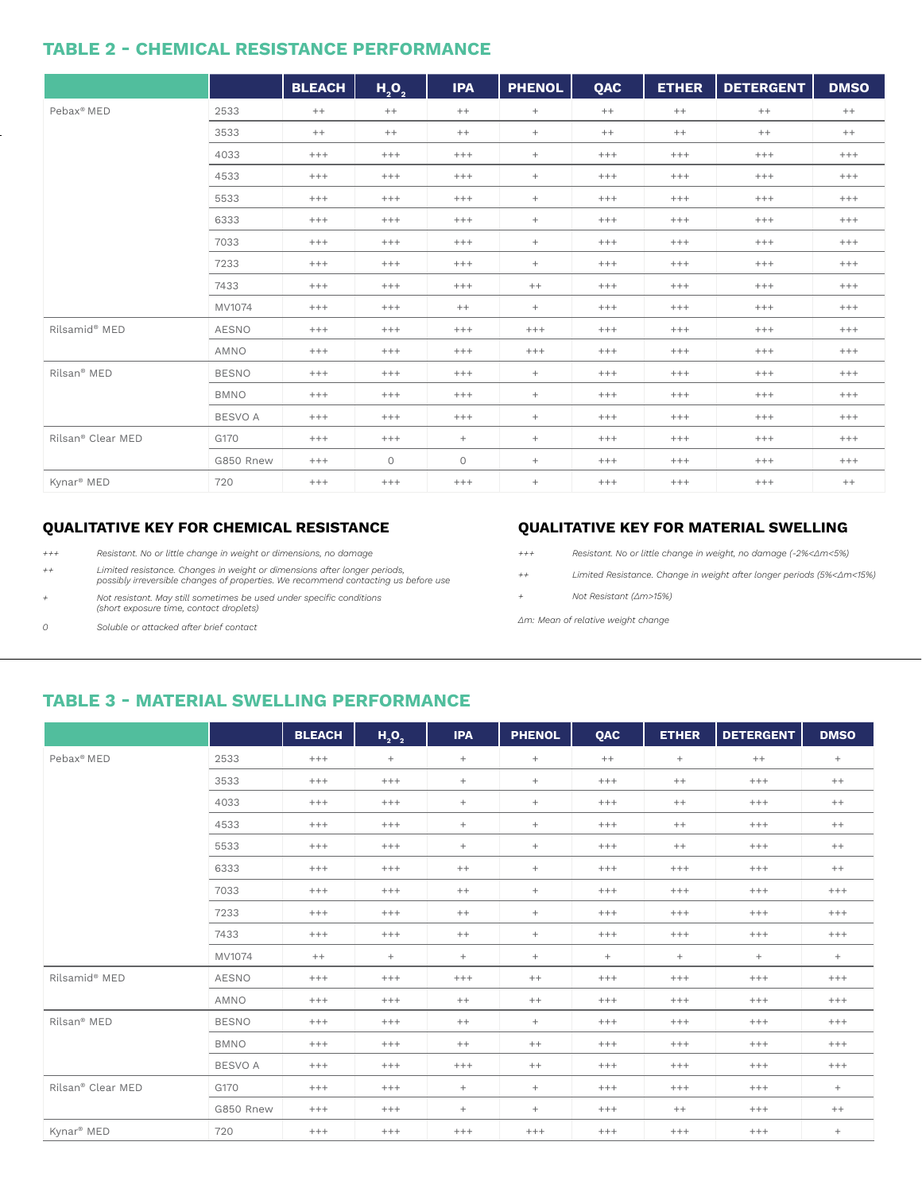## TABLE 2 - CHEMICAL RESISTANCE PERFORMANCE

| | | BLEACH | $H_2O_2$ | IPA | PHENOL | QAC | ETHER | DETERGENT | DMSO |
|---|---|---|---|---|---|---|---|---|---|
| Pebax® MED | 2533 | ++ | ++ | ++ | + | ++ | ++ | ++ | ++ |
| | 3533 | ++ | ++ | ++ | + | ++ | ++ | ++ | ++ |
| | 4033 | +++ | +++ | +++ | + | +++ | +++ | +++ | +++ |
| | 4533 | +++ | +++ | +++ | + | +++ | +++ | +++ | +++ |
| | 5533 | +++ | +++ | +++ | + | +++ | +++ | +++ | +++ |
| | 6333 | +++ | +++ | +++ | + | +++ | +++ | +++ | +++ |
| | 7033 | +++ | +++ | +++ | + | +++ | +++ | +++ | +++ |
| | 7233 | +++ | +++ | +++ | + | +++ | +++ | +++ | +++ |
| | 7433 | +++ | +++ | +++ | ++ | +++ | +++ | +++ | +++ |
| | MV1074 | +++ | +++ | ++ | + | +++ | +++ | +++ | +++ |
| Rilsamid® MED | AESNO | +++ | +++ | +++ | +++ | +++ | +++ | +++ | +++ |
| | AMNO | +++ | +++ | +++ | +++ | +++ | +++ | +++ | +++ |
| Rilsan® MED | BESNO | +++ | +++ | +++ | + | +++ | +++ | +++ | +++ |
| | BMNO | +++ | +++ | +++ | + | +++ | +++ | +++ | +++ |
| | BESVO A | +++ | +++ | +++ | + | +++ | +++ | +++ | +++ |
| Rilsan® Clear MED | G170 | +++ | +++ | + | + | +++ | +++ | +++ | +++ |
| | G850 Rnew | +++ | 0 | 0 | + | +++ | +++ | +++ | +++ |
| Kynar® MED | 720 | +++ | +++ | +++ | + | +++ | +++ | +++ | ++ |

### QUALITATIVE KEY FOR CHEMICAL RESISTANCE

| | |
|---|---|
| *+++* | *Resistant. No or little change in weight or dimensions, no damage* |
| *++* | *Limited resistance. Changes in weight or dimensions after longer periods, possibly irreversible changes of properties. We recommend contacting us before use* |
| *+* | *Not resistant. May still sometimes be used under specific conditions (short exposure time, contact droplets)* |
| *0* | *Soluble or attacked after brief contact* |

### QUALITATIVE KEY FOR MATERIAL SWELLING

| | |
|---|---|
| *+++* | *Resistant. No or little change in weight, no damage (-2%<Δm<5%)* |
| *++* | *Limited Resistance. Change in weight after longer periods (5%<Δm<15%)* |
| *+* | *Not Resistant (Δm>15%)* |

*Δm: Mean of relative weight change*

## TABLE 3 - MATERIAL SWELLING PERFORMANCE

| | | BLEACH | $H_2O_2$ | IPA | PHENOL | QAC | ETHER | DETERGENT | DMSO |
|---|---|---|---|---|---|---|---|---|---|
| Pebax® MED | 2533 | +++ | + | + | + | ++ | + | ++ | + |
| | 3533 | +++ | +++ | + | + | +++ | ++ | +++ | ++ |
| | 4033 | +++ | +++ | + | + | +++ | ++ | +++ | ++ |
| | 4533 | +++ | +++ | + | + | +++ | ++ | +++ | ++ |
| | 5533 | +++ | +++ | + | + | +++ | ++ | +++ | ++ |
| | 6333 | +++ | +++ | ++ | + | +++ | +++ | +++ | ++ |
| | 7033 | +++ | +++ | ++ | + | +++ | +++ | +++ | +++ |
| | 7233 | +++ | +++ | ++ | + | +++ | +++ | +++ | +++ |
| | 7433 | +++ | +++ | ++ | + | +++ | +++ | +++ | +++ |
| | MV1074 | ++ | + | + | + | + | + | + | + |
| Rilsamid® MED | AESNO | +++ | +++ | +++ | ++ | +++ | +++ | +++ | +++ |
| | AMNO | +++ | +++ | ++ | ++ | +++ | +++ | +++ | +++ |
| Rilsan® MED | BESNO | +++ | +++ | ++ | + | +++ | +++ | +++ | +++ |
| | BMNO | +++ | +++ | ++ | ++ | +++ | +++ | +++ | +++ |
| | BESVO A | +++ | +++ | +++ | ++ | +++ | +++ | +++ | +++ |
| Rilsan® Clear MED | G170 | +++ | +++ | + | + | +++ | +++ | +++ | + |
| | G850 Rnew | +++ | +++ | + | + | +++ | ++ | +++ | ++ |
| Kynar® MED | 720 | +++ | +++ | +++ | +++ | +++ | +++ | +++ | + |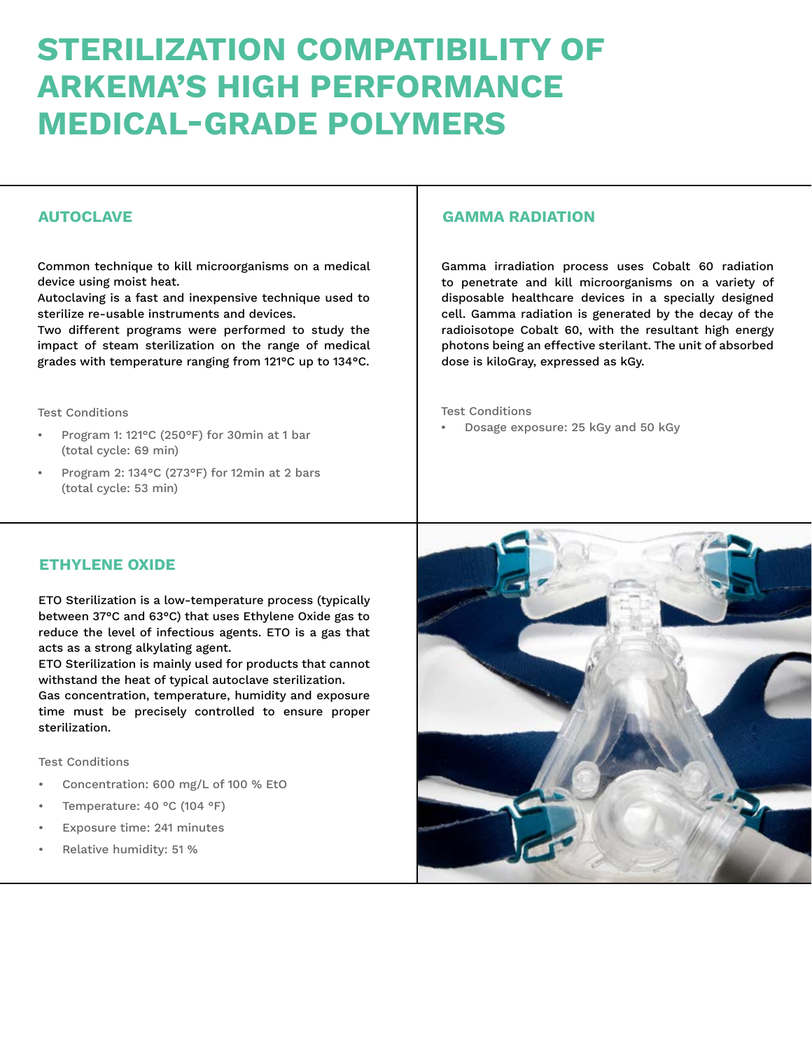# STERILIZATION COMPATIBILITY OF ARKEMA'S HIGH PERFORMANCE MEDICAL-GRADE POLYMERS

## AUTOCLAVE

Common technique to kill microorganisms on a medical device using moist heat.
Autoclaving is a fast and inexpensive technique used to sterilize re-usable instruments and devices.
Two different programs were performed to study the impact of steam sterilization on the range of medical grades with temperature ranging from 121°C up to 134°C.

Test Conditions

- Program 1: 121°C (250°F) for 30min at 1 bar (total cycle: 69 min)
- Program 2: 134°C (273°F) for 12min at 2 bars (total cycle: 53 min)

## GAMMA RADIATION

Gamma irradiation process uses Cobalt 60 radiation to penetrate and kill microorganisms on a variety of disposable healthcare devices in a specially designed cell. Gamma radiation is generated by the decay of the radioisotope Cobalt 60, with the resultant high energy photons being an effective sterilant. The unit of absorbed dose is kiloGray, expressed as kGy.

Test Conditions

- Dosage exposure: 25 kGy and 50 kGy

## ETHYLENE OXIDE

ETO Sterilization is a low-temperature process (typically between 37°C and 63°C) that uses Ethylene Oxide gas to reduce the level of infectious agents. ETO is a gas that acts as a strong alkylating agent.
ETO Sterilization is mainly used for products that cannot withstand the heat of typical autoclave sterilization.
Gas concentration, temperature, humidity and exposure time must be precisely controlled to ensure proper sterilization.

Test Conditions

- Concentration: 600 mg/L of 100 % EtO
- Temperature: 40 °C (104 °F)
- Exposure time: 241 minutes
- Relative humidity: 51 %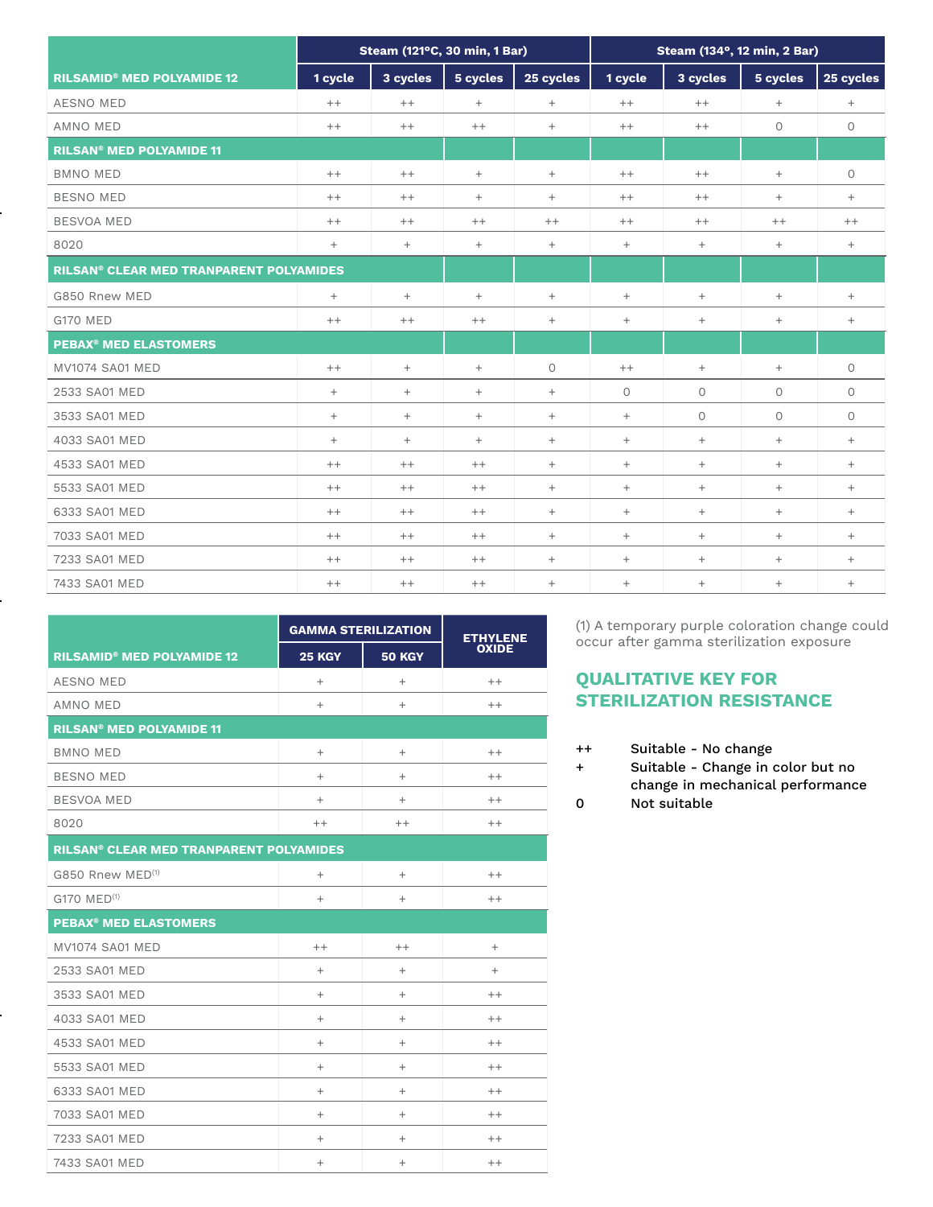| RILSAMID® MED POLYAMIDE 12 | Steam (121°C, 30 min, 1 Bar) | | | | Steam (134°, 12 min, 2 Bar) | | | |
|---|---|---|---|---|---|---|---|---|
| | 1 cycle | 3 cycles | 5 cycles | 25 cycles | 1 cycle | 3 cycles | 5 cycles | 25 cycles |
| AESNO MED | ++ | ++ | + | + | ++ | ++ | + | + |
| AMNO MED | ++ | ++ | ++ | + | ++ | ++ | 0 | 0 |
| **RILSAN® MED POLYAMIDE 11** | | | | | | | | |
| BMNO MED | ++ | ++ | + | + | ++ | ++ | + | 0 |
| BESNO MED | ++ | ++ | + | + | ++ | ++ | + | + |
| BESVOA MED | ++ | ++ | ++ | ++ | ++ | ++ | ++ | ++ |
| 8020 | + | + | + | + | + | + | + | + |
| **RILSAN® CLEAR MED TRANPARENT POLYAMIDES** | | | | | | | | |
| G850 Rnew MED | + | + | + | + | + | + | + | + |
| G170 MED | ++ | ++ | ++ | + | + | + | + | + |
| **PEBAX® MED ELASTOMERS** | | | | | | | | |
| MV1074 SA01 MED | ++ | + | + | 0 | ++ | + | + | 0 |
| 2533 SA01 MED | + | + | + | + | 0 | 0 | 0 | 0 |
| 3533 SA01 MED | + | + | + | + | + | 0 | 0 | 0 |
| 4033 SA01 MED | + | + | + | + | + | + | + | + |
| 4533 SA01 MED | ++ | ++ | ++ | + | + | + | + | + |
| 5533 SA01 MED | ++ | ++ | ++ | + | + | + | + | + |
| 6333 SA01 MED | ++ | ++ | ++ | + | + | + | + | + |
| 7033 SA01 MED | ++ | ++ | ++ | + | + | + | + | + |
| 7233 SA01 MED | ++ | ++ | ++ | + | + | + | + | + |
| 7433 SA01 MED | ++ | ++ | ++ | + | + | + | + | + |

| RILSAMID® MED POLYAMIDE 12 | GAMMA STERILIZATION | | ETHYLENE OXIDE |
|---|---|---|---|
| | 25 KGY | 50 KGY | |
| AESNO MED | + | + | ++ |
| AMNO MED | + | + | ++ |
| **RILSAN® MED POLYAMIDE 11** | | | |
| BMNO MED | + | + | ++ |
| BESNO MED | + | + | ++ |
| BESVOA MED | + | + | ++ |
| 8020 | ++ | ++ | ++ |
| **RILSAN® CLEAR MED TRANPARENT POLYAMIDES** | | | |
| G850 Rnew MED(1) | + | + | ++ |
| G170 MED(1) | + | + | ++ |
| **PEBAX® MED ELASTOMERS** | | | |
| MV1074 SA01 MED | ++ | ++ | + |
| 2533 SA01 MED | + | + | + |
| 3533 SA01 MED | + | + | ++ |
| 4033 SA01 MED | + | + | ++ |
| 4533 SA01 MED | + | + | ++ |
| 5533 SA01 MED | + | + | ++ |
| 6333 SA01 MED | + | + | ++ |
| 7033 SA01 MED | + | + | ++ |
| 7233 SA01 MED | + | + | ++ |
| 7433 SA01 MED | + | + | ++ |

(1) A temporary purple coloration change could occur after gamma sterilization exposure

## QUALITATIVE KEY FOR STERILIZATION RESISTANCE

- ++ Suitable - No change
- \+ Suitable - Change in color but no change in mechanical performance
- 0 Not suitable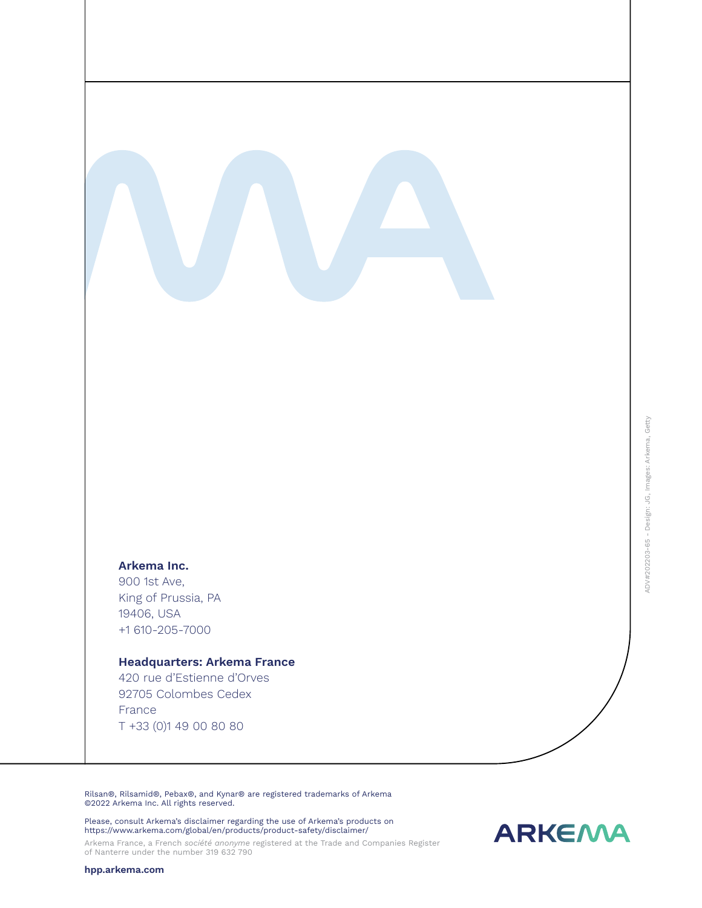**Arkema Inc.**
900 1st Ave,
King of Prussia, PA
19406, USA
+1 610-205-7000

**Headquarters: Arkema France**
420 rue d'Estienne d'Orves
92705 Colombes Cedex
France
T +33 (0)1 49 00 80 80

ADV#202203-65 - Design: JG, Images: Arkema, Getty

Rilsan®, Rilsamid®, Pebax®, and Kynar® are registered trademarks of Arkema
©2022 Arkema Inc. All rights reserved.

Please, consult Arkema's disclaimer regarding the use of Arkema's products on
https://www.arkema.com/global/en/products/product-safety/disclaimer/

Arkema France, a French *société anonyme* registered at the Trade and Companies Register of Nanterre under the number 319 632 790

ARKEMA

**hpp.arkema.com**